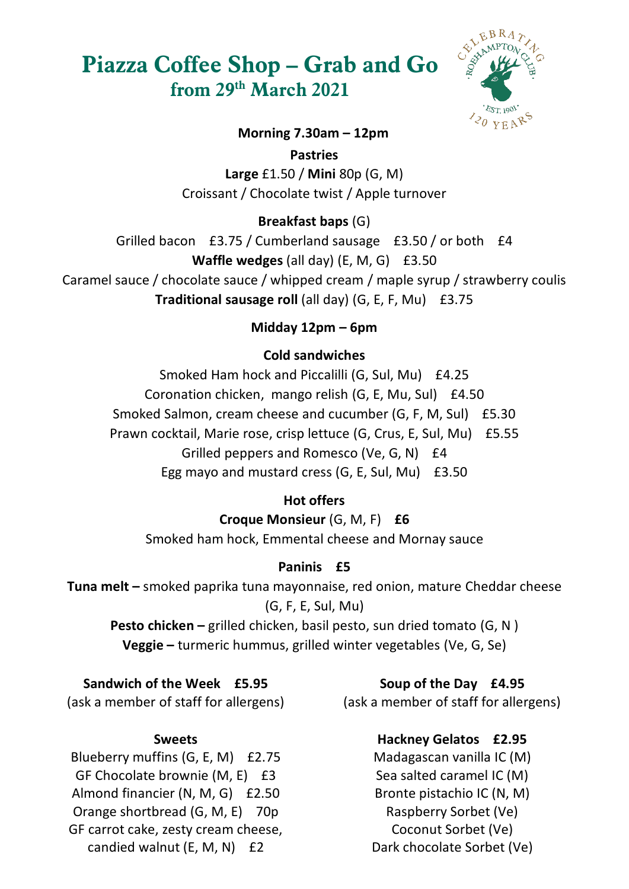# Piazza Coffee Shop – Grab and Go
## from 29th March 2021

### Morning 7.30am – 12pm

**Pastries**

**Large** £1.50 / **Mini** 80p (G, M)
Croissant / Chocolate twist / Apple turnover

**Breakfast baps** (G)

Grilled bacon £3.75 / Cumberland sausage £3.50 / or both £4

**Waffle wedges** (all day) (E, M, G) £3.50

Caramel sauce / chocolate sauce / whipped cream / maple syrup / strawberry coulis

**Traditional sausage roll** (all day) (G, E, F, Mu) £3.75

### Midday 12pm – 6pm

**Cold sandwiches**

Smoked Ham hock and Piccalilli (G, Sul, Mu) £4.25
Coronation chicken, mango relish (G, E, Mu, Sul) £4.50
Smoked Salmon, cream cheese and cucumber (G, F, M, Sul) £5.30
Prawn cocktail, Marie rose, crisp lettuce (G, Crus, E, Sul, Mu) £5.55
Grilled peppers and Romesco (Ve, G, N) £4
Egg mayo and mustard cress (G, E, Sul, Mu) £3.50

**Hot offers**

**Croque Monsieur** (G, M, F) **£6**
Smoked ham hock, Emmental cheese and Mornay sauce

**Paninis £5**

**Tuna melt –** smoked paprika tuna mayonnaise, red onion, mature Cheddar cheese (G, F, E, Sul, Mu)
**Pesto chicken –** grilled chicken, basil pesto, sun dried tomato (G, N )
**Veggie –** turmeric hummus, grilled winter vegetables (Ve, G, Se)

**Sandwich of the Week £5.95**
(ask a member of staff for allergens)

**Soup of the Day £4.95**
(ask a member of staff for allergens)

**Sweets**

Blueberry muffins (G, E, M) £2.75
GF Chocolate brownie (M, E) £3
Almond financier (N, M, G) £2.50
Orange shortbread (G, M, E) 70p
GF carrot cake, zesty cream cheese, candied walnut (E, M, N) £2

**Hackney Gelatos £2.95**

Madagascan vanilla IC (M)
Sea salted caramel IC (M)
Bronte pistachio IC (N, M)
Raspberry Sorbet (Ve)
Coconut Sorbet (Ve)
Dark chocolate Sorbet (Ve)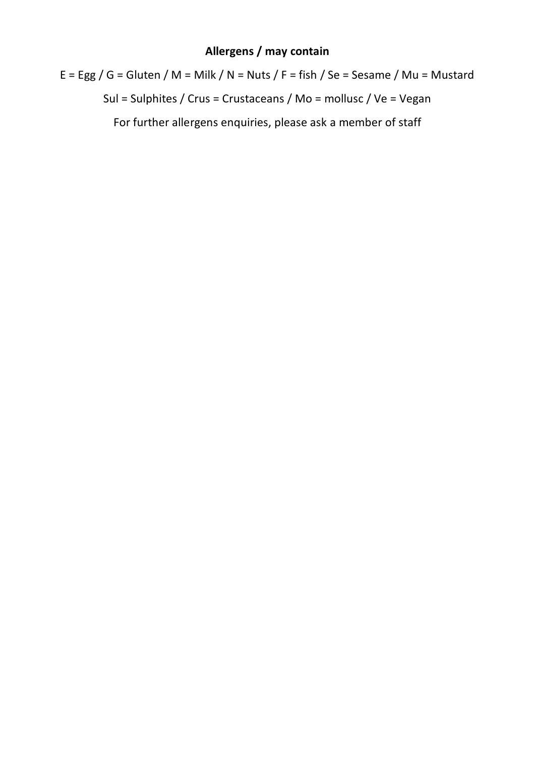**Allergens / may contain**

E = Egg / G = Gluten / M = Milk / N = Nuts / F = fish / Se = Sesame / Mu = Mustard

Sul = Sulphites / Crus = Crustaceans / Mo = mollusc / Ve = Vegan

For further allergens enquiries, please ask a member of staff